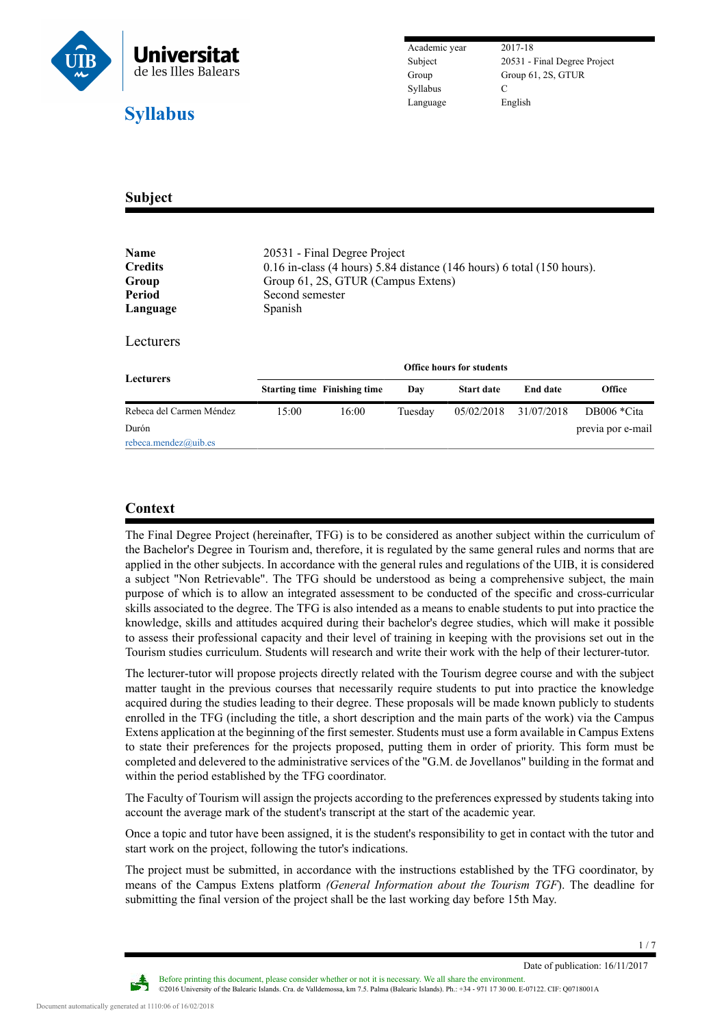# Syllabus

| | |
|---|---|
| Academic year | 2017-18 |
| Subject | 20531 - Final Degree Project |
| Group | Group 61, 2S, GTUR |
| Syllabus | C |
| Language | English |

## Subject

| | |
|---|---|
| **Name** | 20531 - Final Degree Project |
| **Credits** | 0.16 in-class (4 hours) 5.84 distance (146 hours) 6 total (150 hours). |
| **Group** | Group 61, 2S, GTUR (Campus Extens) |
| **Period** | Second semester |
| **Language** | Spanish |

### Lecturers

| Lecturers | Office hours for students | | | | | |
|---|---|---|---|---|---|---|
| | **Starting time** | **Finishing time** | **Day** | **Start date** | **End date** | **Office** |
| Rebeca del Carmen Méndez Durón rebeca.mendez@uib.es | 15:00 | 16:00 | Tuesday | 05/02/2018 | 31/07/2018 | DB006 *Cita previa por e-mail |

## Context

The Final Degree Project (hereinafter, TFG) is to be considered as another subject within the curriculum of the Bachelor's Degree in Tourism and, therefore, it is regulated by the same general rules and norms that are applied in the other subjects. In accordance with the general rules and regulations of the UIB, it is considered a subject "Non Retrievable". The TFG should be understood as being a comprehensive subject, the main purpose of which is to allow an integrated assessment to be conducted of the specific and cross-curricular skills associated to the degree. The TFG is also intended as a means to enable students to put into practice the knowledge, skills and attitudes acquired during their bachelor's degree studies, which will make it possible to assess their professional capacity and their level of training in keeping with the provisions set out in the Tourism studies curriculum. Students will research and write their work with the help of their lecturer-tutor.

The lecturer-tutor will propose projects directly related with the Tourism degree course and with the subject matter taught in the previous courses that necessarily require students to put into practice the knowledge acquired during the studies leading to their degree. These proposals will be made known publicly to students enrolled in the TFG (including the title, a short description and the main parts of the work) via the Campus Extens application at the beginning of the first semester. Students must use a form available in Campus Extens to state their preferences for the projects proposed, putting them in order of priority. This form must be completed and delevered to the administrative services of the "G.M. de Jovellanos" building in the format and within the period established by the TFG coordinator.

The Faculty of Tourism will assign the projects according to the preferences expressed by students taking into account the average mark of the student's transcript at the start of the academic year.

Once a topic and tutor have been assigned, it is the student's responsibility to get in contact with the tutor and start work on the project, following the tutor's indications.

The project must be submitted, in accordance with the instructions established by the TFG coordinator, by means of the Campus Extens platform *(General Information about the Tourism TGF*). The deadline for submitting the final version of the project shall be the last working day before 15th May.

Date of publication: 16/11/2017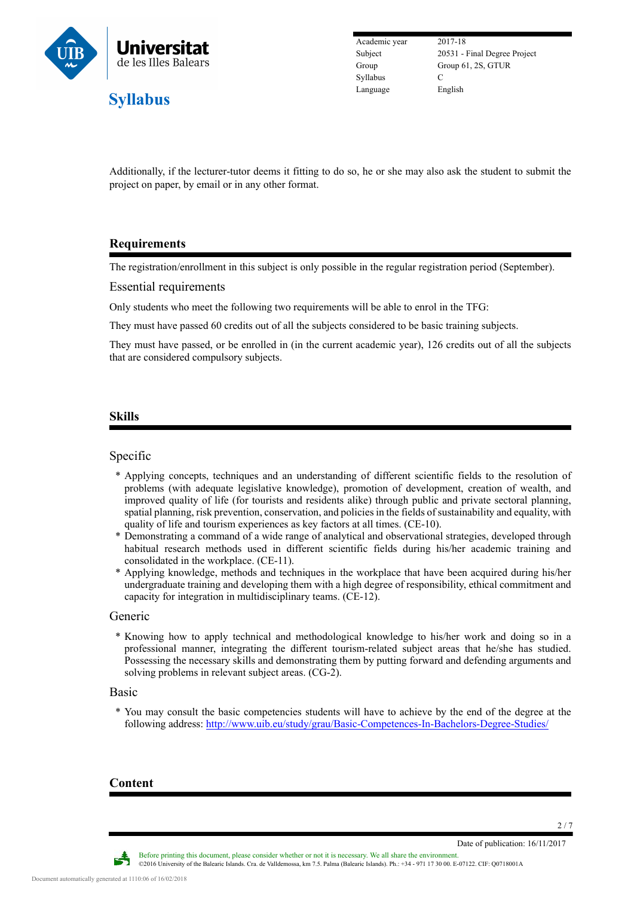Additionally, if the lecturer-tutor deems it fitting to do so, he or she may also ask the student to submit the project on paper, by email or in any other format.

## Requirements

The registration/enrollment in this subject is only possible in the regular registration period (September).

### Essential requirements

Only students who meet the following two requirements will be able to enrol in the TFG:

They must have passed 60 credits out of all the subjects considered to be basic training subjects.

They must have passed, or be enrolled in (in the current academic year), 126 credits out of all the subjects that are considered compulsory subjects.

## Skills

### Specific

* Applying concepts, techniques and an understanding of different scientific fields to the resolution of problems (with adequate legislative knowledge), promotion of development, creation of wealth, and improved quality of life (for tourists and residents alike) through public and private sectoral planning, spatial planning, risk prevention, conservation, and policies in the fields of sustainability and equality, with quality of life and tourism experiences as key factors at all times. (CE-10).
* Demonstrating a command of a wide range of analytical and observational strategies, developed through habitual research methods used in different scientific fields during his/her academic training and consolidated in the workplace. (CE-11).
* Applying knowledge, methods and techniques in the workplace that have been acquired during his/her undergraduate training and developing them with a high degree of responsibility, ethical commitment and capacity for integration in multidisciplinary teams. (CE-12).

### Generic

* Knowing how to apply technical and methodological knowledge to his/her work and doing so in a professional manner, integrating the different tourism-related subject areas that he/she has studied. Possessing the necessary skills and demonstrating them by putting forward and defending arguments and solving problems in relevant subject areas. (CG-2).

### Basic

* You may consult the basic competencies students will have to achieve by the end of the degree at the following address: http://www.uib.eu/study/grau/Basic-Competences-In-Bachelors-Degree-Studies/

## Content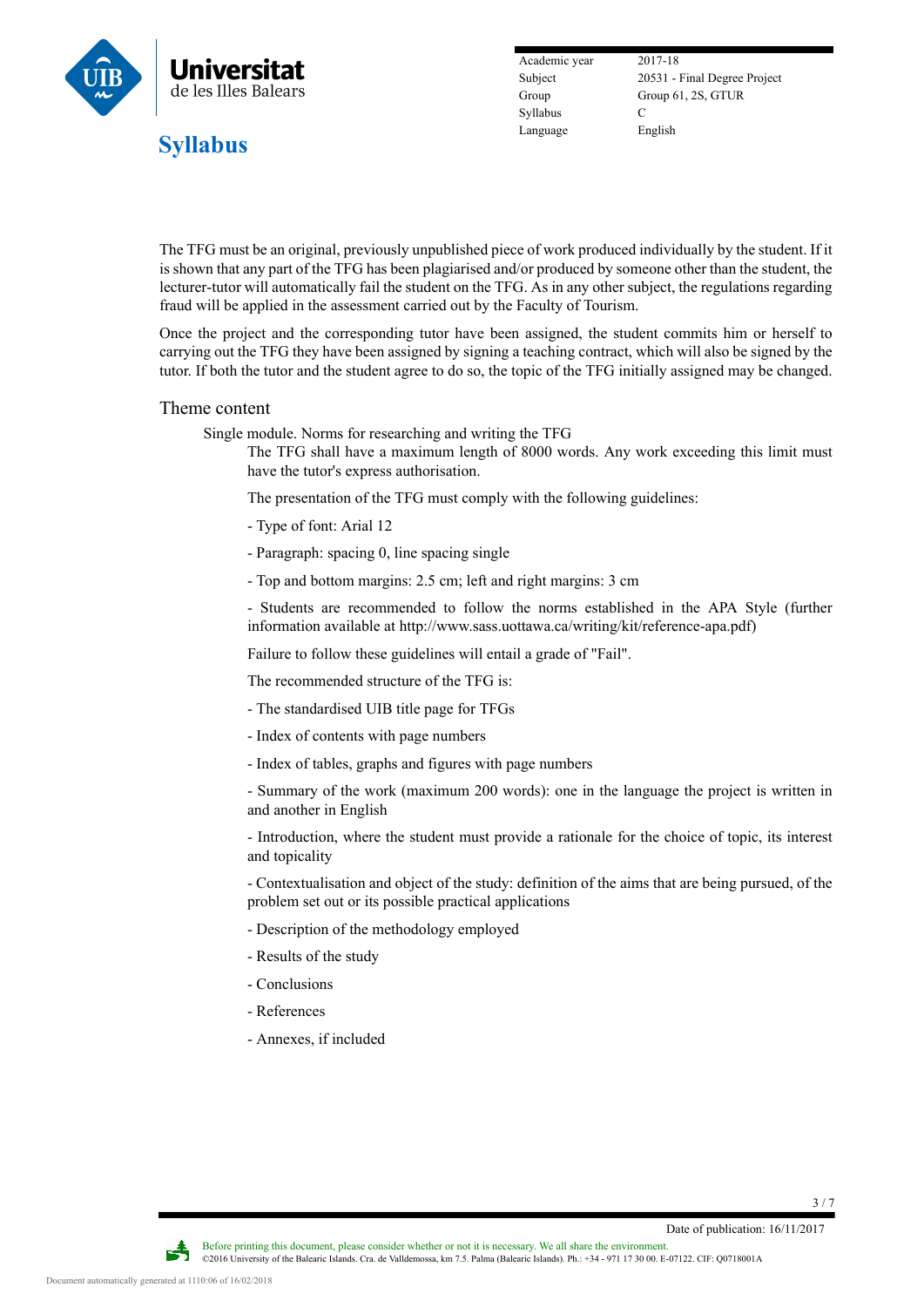The TFG must be an original, previously unpublished piece of work produced individually by the student. If it is shown that any part of the TFG has been plagiarised and/or produced by someone other than the student, the lecturer-tutor will automatically fail the student on the TFG. As in any other subject, the regulations regarding fraud will be applied in the assessment carried out by the Faculty of Tourism.

Once the project and the corresponding tutor have been assigned, the student commits him or herself to carrying out the TFG they have been assigned by signing a teaching contract, which will also be signed by the tutor. If both the tutor and the student agree to do so, the topic of the TFG initially assigned may be changed.

## Theme content

### Single module. Norms for researching and writing the TFG

The TFG shall have a maximum length of 8000 words. Any work exceeding this limit must have the tutor's express authorisation.

The presentation of the TFG must comply with the following guidelines:

- Type of font: Arial 12
- Paragraph: spacing 0, line spacing single
- Top and bottom margins: 2.5 cm; left and right margins: 3 cm
- Students are recommended to follow the norms established in the APA Style (further information available at http://www.sass.uottawa.ca/writing/kit/reference-apa.pdf)

Failure to follow these guidelines will entail a grade of "Fail".

The recommended structure of the TFG is:

- The standardised UIB title page for TFGs
- Index of contents with page numbers
- Index of tables, graphs and figures with page numbers
- Summary of the work (maximum 200 words): one in the language the project is written in and another in English
- Introduction, where the student must provide a rationale for the choice of topic, its interest and topicality
- Contextualisation and object of the study: definition of the aims that are being pursued, of the problem set out or its possible practical applications
- Description of the methodology employed
- Results of the study
- Conclusions
- References
- Annexes, if included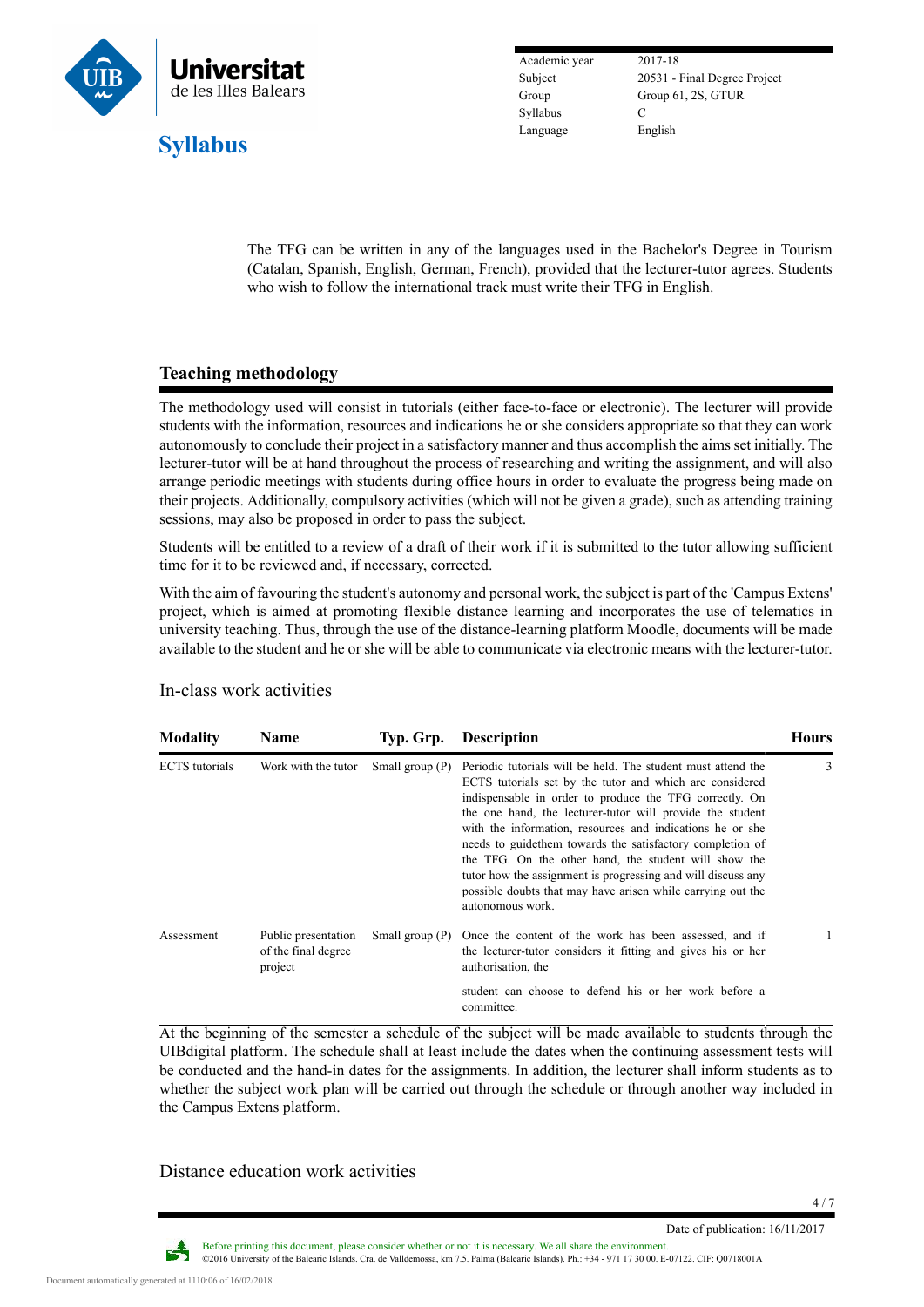The TFG can be written in any of the languages used in the Bachelor's Degree in Tourism (Catalan, Spanish, English, German, French), provided that the lecturer-tutor agrees. Students who wish to follow the international track must write their TFG in English.

## Teaching methodology

The methodology used will consist in tutorials (either face-to-face or electronic). The lecturer will provide students with the information, resources and indications he or she considers appropriate so that they can work autonomously to conclude their project in a satisfactory manner and thus accomplish the aims set initially. The lecturer-tutor will be at hand throughout the process of researching and writing the assignment, and will also arrange periodic meetings with students during office hours in order to evaluate the progress being made on their projects. Additionally, compulsory activities (which will not be given a grade), such as attending training sessions, may also be proposed in order to pass the subject.

Students will be entitled to a review of a draft of their work if it is submitted to the tutor allowing sufficient time for it to be reviewed and, if necessary, corrected.

With the aim of favouring the student's autonomy and personal work, the subject is part of the 'Campus Extens' project, which is aimed at promoting flexible distance learning and incorporates the use of telematics in university teaching. Thus, through the use of the distance-learning platform Moodle, documents will be made available to the student and he or she will be able to communicate via electronic means with the lecturer-tutor.

### In-class work activities

| Modality | Name | Typ. Grp. | Description | Hours |
|---|---|---|---|---|
| ECTS tutorials | Work with the tutor | Small group (P) | Periodic tutorials will be held. The student must attend the ECTS tutorials set by the tutor and which are considered indispensable in order to produce the TFG correctly. On the one hand, the lecturer-tutor will provide the student with the information, resources and indications he or she needs to guidethem towards the satisfactory completion of the TFG. On the other hand, the student will show the tutor how the assignment is progressing and will discuss any possible doubts that may have arisen while carrying out the autonomous work. | 3 |
| Assessment | Public presentation of the final degree project | Small group (P) | Once the content of the work has been assessed, and if the lecturer-tutor considers it fitting and gives his or her authorisation, the student can choose to defend his or her work before a committee. | 1 |

At the beginning of the semester a schedule of the subject will be made available to students through the UIBdigital platform. The schedule shall at least include the dates when the continuing assessment tests will be conducted and the hand-in dates for the assignments. In addition, the lecturer shall inform students as to whether the subject work plan will be carried out through the schedule or through another way included in the Campus Extens platform.

### Distance education work activities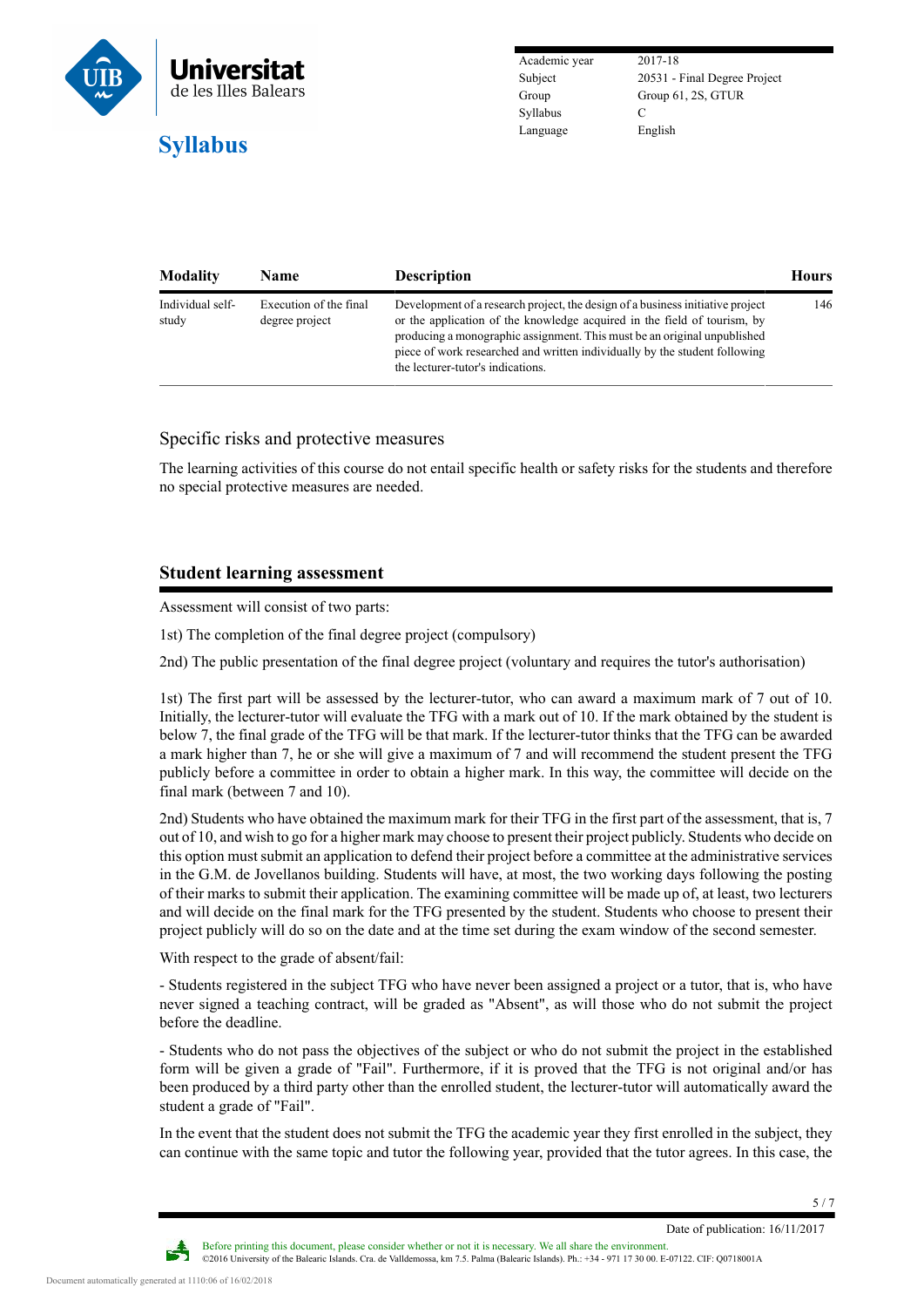| Modality | Name | Description | Hours |
| --- | --- | --- | --- |
| Individual self-study | Execution of the final degree project | Development of a research project, the design of a business initiative project or the application of the knowledge acquired in the field of tourism, by producing a monographic assignment. This must be an original unpublished piece of work researched and written individually by the student following the lecturer-tutor's indications. | 146 |

### Specific risks and protective measures

The learning activities of this course do not entail specific health or safety risks for the students and therefore no special protective measures are needed.

## Student learning assessment

Assessment will consist of two parts:

1st) The completion of the final degree project (compulsory)

2nd) The public presentation of the final degree project (voluntary and requires the tutor's authorisation)

1st) The first part will be assessed by the lecturer-tutor, who can award a maximum mark of 7 out of 10. Initially, the lecturer-tutor will evaluate the TFG with a mark out of 10. If the mark obtained by the student is below 7, the final grade of the TFG will be that mark. If the lecturer-tutor thinks that the TFG can be awarded a mark higher than 7, he or she will give a maximum of 7 and will recommend the student present the TFG publicly before a committee in order to obtain a higher mark. In this way, the committee will decide on the final mark (between 7 and 10).

2nd) Students who have obtained the maximum mark for their TFG in the first part of the assessment, that is, 7 out of 10, and wish to go for a higher mark may choose to present their project publicly. Students who decide on this option must submit an application to defend their project before a committee at the administrative services in the G.M. de Jovellanos building. Students will have, at most, the two working days following the posting of their marks to submit their application. The examining committee will be made up of, at least, two lecturers and will decide on the final mark for the TFG presented by the student. Students who choose to present their project publicly will do so on the date and at the time set during the exam window of the second semester.

With respect to the grade of absent/fail:

- Students registered in the subject TFG who have never been assigned a project or a tutor, that is, who have never signed a teaching contract, will be graded as "Absent", as will those who do not submit the project before the deadline.

- Students who do not pass the objectives of the subject or who do not submit the project in the established form will be given a grade of "Fail". Furthermore, if it is proved that the TFG is not original and/or has been produced by a third party other than the enrolled student, the lecturer-tutor will automatically award the student a grade of "Fail".

In the event that the student does not submit the TFG the academic year they first enrolled in the subject, they can continue with the same topic and tutor the following year, provided that the tutor agrees. In this case, the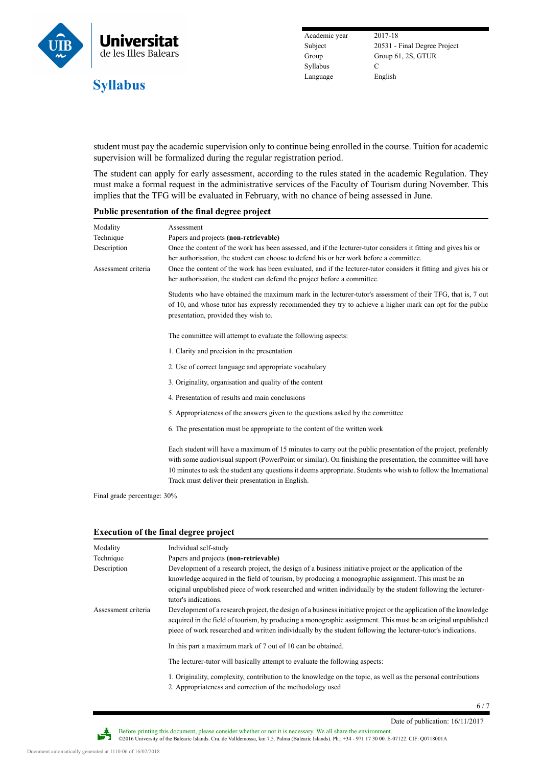student must pay the academic supervision only to continue being enrolled in the course. Tuition for academic supervision will be formalized during the regular registration period.

The student can apply for early assessment, according to the rules stated in the academic Regulation. They must make a formal request in the administrative services of the Faculty of Tourism during November. This implies that the TFG will be evaluated in February, with no chance of being assessed in June.

### Public presentation of the final degree project

| | |
|---|---|
| Modality | Assessment |
| Technique | Papers and projects **(non-retrievable)** |
| Description | Once the content of the work has been assessed, and if the lecturer-tutor considers it fitting and gives his or her authorisation, the student can choose to defend his or her work before a committee. |
| Assessment criteria | Once the content of the work has been evaluated, and if the lecturer-tutor considers it fitting and gives his or her authorisation, the student can defend the project before a committee.<br><br>Students who have obtained the maximum mark in the lecturer-tutor's assessment of their TFG, that is, 7 out of 10, and whose tutor has expressly recommended they try to achieve a higher mark can opt for the public presentation, provided they wish to.<br><br>The committee will attempt to evaluate the following aspects:<br><br>1. Clarity and precision in the presentation<br><br>2. Use of correct language and appropriate vocabulary<br><br>3. Originality, organisation and quality of the content<br><br>4. Presentation of results and main conclusions<br><br>5. Appropriateness of the answers given to the questions asked by the committee<br><br>6. The presentation must be appropriate to the content of the written work<br><br>Each student will have a maximum of 15 minutes to carry out the public presentation of the project, preferably with some audiovisual support (PowerPoint or similar). On finishing the presentation, the committee will have 10 minutes to ask the student any questions it deems appropriate. Students who wish to follow the International Track must deliver their presentation in English. |

Final grade percentage: 30%

### Execution of the final degree project

| | |
|---|---|
| Modality | Individual self-study |
| Technique | Papers and projects **(non-retrievable)** |
| Description | Development of a research project, the design of a business initiative project or the application of the knowledge acquired in the field of tourism, by producing a monographic assignment. This must be an original unpublished piece of work researched and written individually by the student following the lecturer-tutor's indications. |
| Assessment criteria | Development of a research project, the design of a business initiative project or the application of the knowledge acquired in the field of tourism, by producing a monographic assignment. This must be an original unpublished piece of work researched and written individually by the student following the lecturer-tutor's indications.<br><br>In this part a maximum mark of 7 out of 10 can be obtained.<br><br>The lecturer-tutor will basically attempt to evaluate the following aspects:<br><br>1. Originality, complexity, contribution to the knowledge on the topic, as well as the personal contributions<br>2. Appropriateness and correction of the methodology used |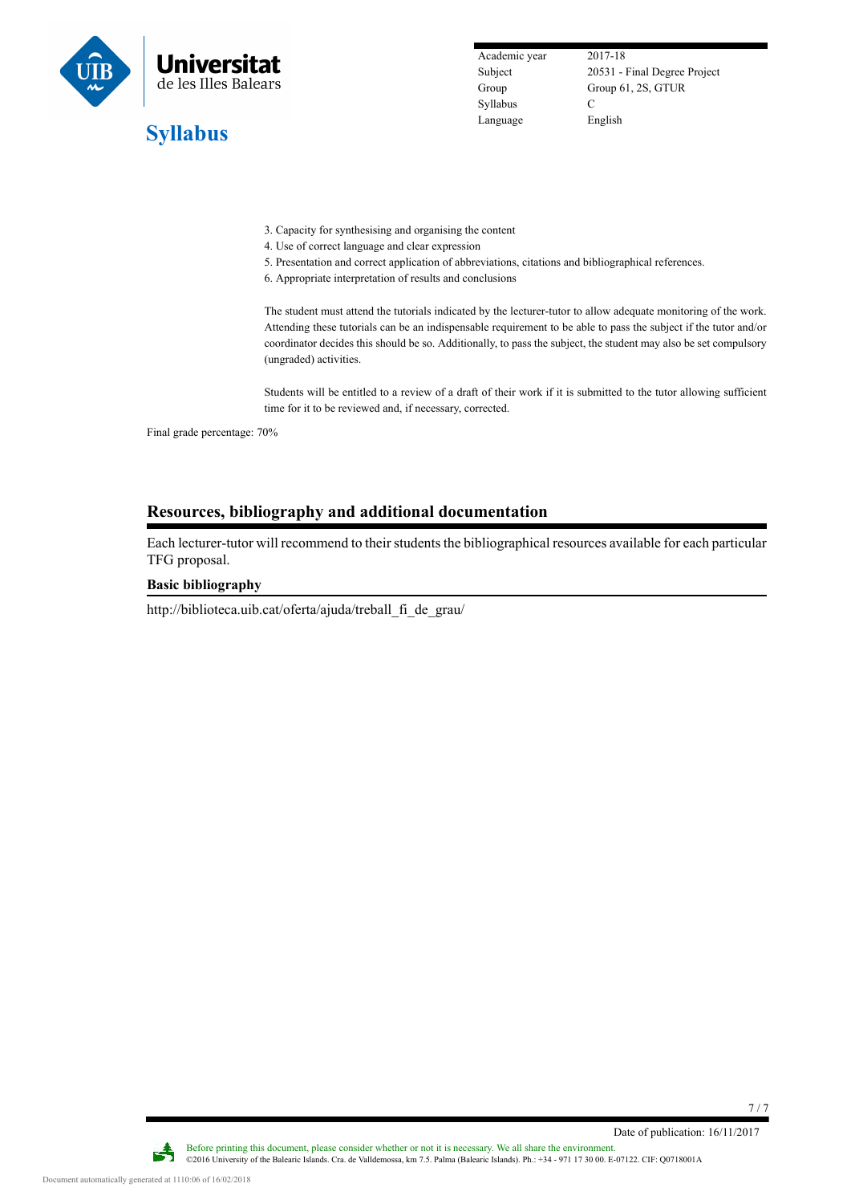3. Capacity for synthesising and organising the content
4. Use of correct language and clear expression
5. Presentation and correct application of abbreviations, citations and bibliographical references.
6. Appropriate interpretation of results and conclusions

The student must attend the tutorials indicated by the lecturer-tutor to allow adequate monitoring of the work. Attending these tutorials can be an indispensable requirement to be able to pass the subject if the tutor and/or coordinator decides this should be so. Additionally, to pass the subject, the student may also be set compulsory (ungraded) activities.

Students will be entitled to a review of a draft of their work if it is submitted to the tutor allowing sufficient time for it to be reviewed and, if necessary, corrected.

Final grade percentage: 70%

## Resources, bibliography and additional documentation

Each lecturer-tutor will recommend to their students the bibliographical resources available for each particular TFG proposal.

### Basic bibliography

http://biblioteca.uib.cat/oferta/ajuda/treball_fi_de_grau/